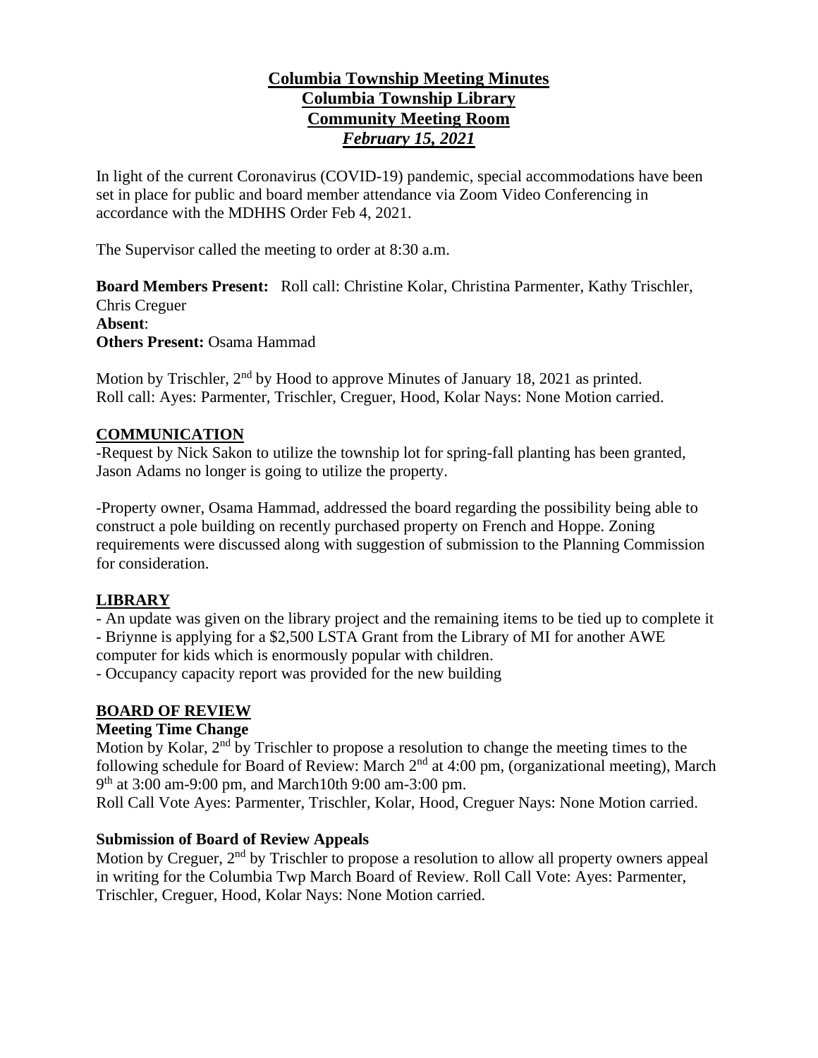# Columbia Township Meeting Minutes
# Columbia Township Library
# Community Meeting Room
# *February 15, 2021*

In light of the current Coronavirus (COVID-19) pandemic, special accommodations have been set in place for public and board member attendance via Zoom Video Conferencing in accordance with the MDHHS Order Feb 4, 2021.

The Supervisor called the meeting to order at 8:30 a.m.

**Board Members Present:** Roll call: Christine Kolar, Christina Parmenter, Kathy Trischler, Chris Creguer
**Absent**:
**Others Present:** Osama Hammad

Motion by Trischler, 2nd by Hood to approve Minutes of January 18, 2021 as printed. Roll call: Ayes: Parmenter, Trischler, Creguer, Hood, Kolar Nays: None Motion carried.

## COMMUNICATION

-Request by Nick Sakon to utilize the township lot for spring-fall planting has been granted, Jason Adams no longer is going to utilize the property.

-Property owner, Osama Hammad, addressed the board regarding the possibility being able to construct a pole building on recently purchased property on French and Hoppe. Zoning requirements were discussed along with suggestion of submission to the Planning Commission for consideration.

## LIBRARY

- An update was given on the library project and the remaining items to be tied up to complete it
- Briynne is applying for a $2,500 LSTA Grant from the Library of MI for another AWE computer for kids which is enormously popular with children.
- Occupancy capacity report was provided for the new building

## BOARD OF REVIEW

### Meeting Time Change

Motion by Kolar, 2nd by Trischler to propose a resolution to change the meeting times to the following schedule for Board of Review: March 2nd at 4:00 pm, (organizational meeting), March 9th at 3:00 am-9:00 pm, and March10th 9:00 am-3:00 pm.
Roll Call Vote Ayes: Parmenter, Trischler, Kolar, Hood, Creguer Nays: None Motion carried.

### Submission of Board of Review Appeals

Motion by Creguer, 2nd by Trischler to propose a resolution to allow all property owners appeal in writing for the Columbia Twp March Board of Review. Roll Call Vote: Ayes: Parmenter, Trischler, Creguer, Hood, Kolar Nays: None Motion carried.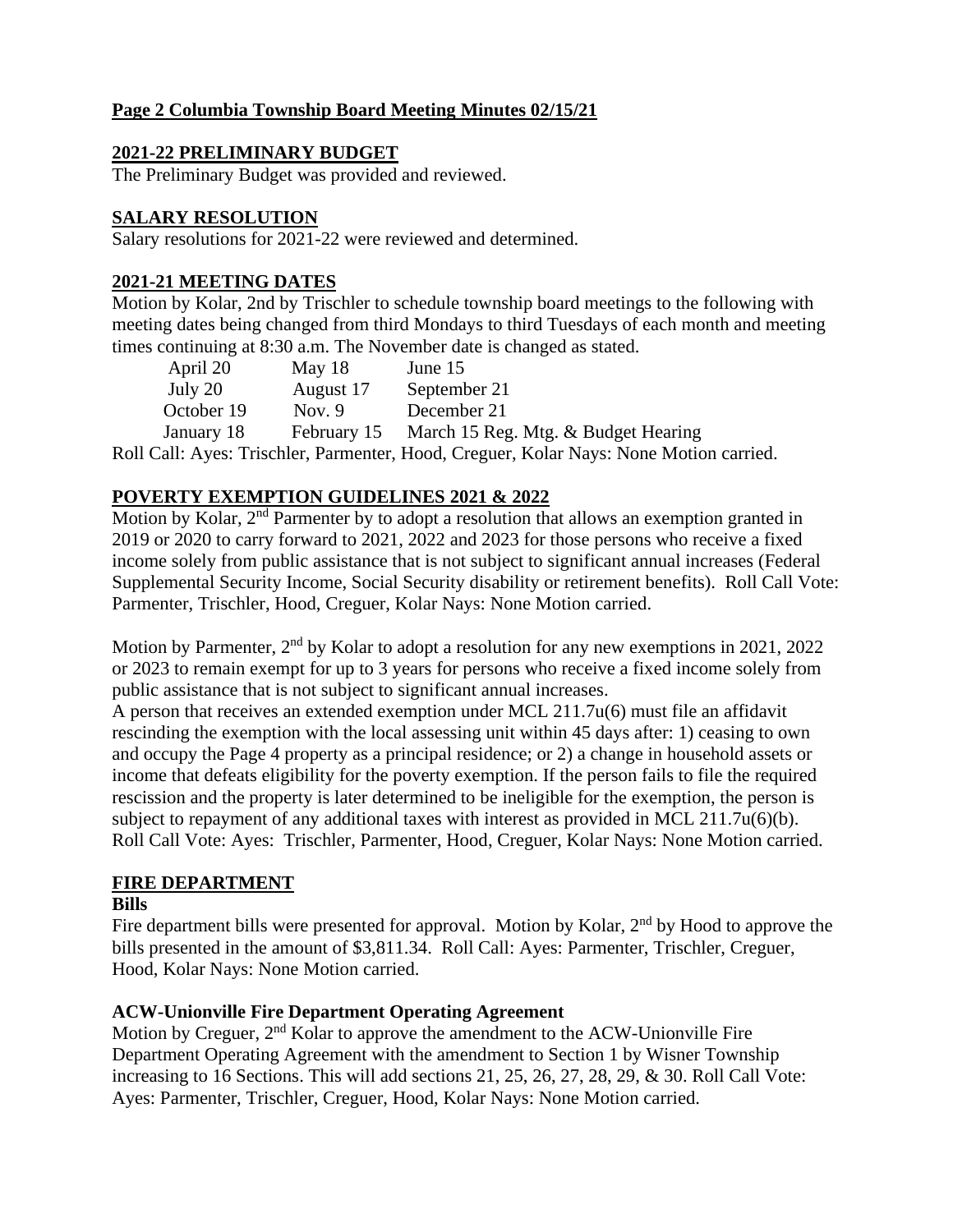**Page 2 Columbia Township Board Meeting Minutes 02/15/21**

## 2021-22 PRELIMINARY BUDGET

The Preliminary Budget was provided and reviewed.

## SALARY RESOLUTION

Salary resolutions for 2021-22 were reviewed and determined.

## 2021-21 MEETING DATES

Motion by Kolar, 2nd by Trischler to schedule township board meetings to the following with meeting dates being changed from third Mondays to third Tuesdays of each month and meeting times continuing at 8:30 a.m. The November date is changed as stated.

| | | |
|---|---|---|
| April 20 | May 18 | June 15 |
| July 20 | August 17 | September 21 |
| October 19 | Nov. 9 | December 21 |
| January 18 | February 15 | March 15 Reg. Mtg. & Budget Hearing |

Roll Call: Ayes: Trischler, Parmenter, Hood, Creguer, Kolar Nays: None Motion carried.

## POVERTY EXEMPTION GUIDELINES 2021 & 2022

Motion by Kolar, 2nd Parmenter by to adopt a resolution that allows an exemption granted in 2019 or 2020 to carry forward to 2021, 2022 and 2023 for those persons who receive a fixed income solely from public assistance that is not subject to significant annual increases (Federal Supplemental Security Income, Social Security disability or retirement benefits). Roll Call Vote: Parmenter, Trischler, Hood, Creguer, Kolar Nays: None Motion carried.

Motion by Parmenter, 2nd by Kolar to adopt a resolution for any new exemptions in 2021, 2022 or 2023 to remain exempt for up to 3 years for persons who receive a fixed income solely from public assistance that is not subject to significant annual increases.
A person that receives an extended exemption under MCL 211.7u(6) must file an affidavit rescinding the exemption with the local assessing unit within 45 days after: 1) ceasing to own and occupy the Page 4 property as a principal residence; or 2) a change in household assets or income that defeats eligibility for the poverty exemption. If the person fails to file the required rescission and the property is later determined to be ineligible for the exemption, the person is subject to repayment of any additional taxes with interest as provided in MCL 211.7u(6)(b). Roll Call Vote: Ayes: Trischler, Parmenter, Hood, Creguer, Kolar Nays: None Motion carried.

## FIRE DEPARTMENT

### Bills

Fire department bills were presented for approval. Motion by Kolar, 2nd by Hood to approve the bills presented in the amount of $3,811.34. Roll Call: Ayes: Parmenter, Trischler, Creguer, Hood, Kolar Nays: None Motion carried.

### ACW-Unionville Fire Department Operating Agreement

Motion by Creguer, 2nd Kolar to approve the amendment to the ACW-Unionville Fire Department Operating Agreement with the amendment to Section 1 by Wisner Township increasing to 16 Sections. This will add sections 21, 25, 26, 27, 28, 29, & 30. Roll Call Vote: Ayes: Parmenter, Trischler, Creguer, Hood, Kolar Nays: None Motion carried.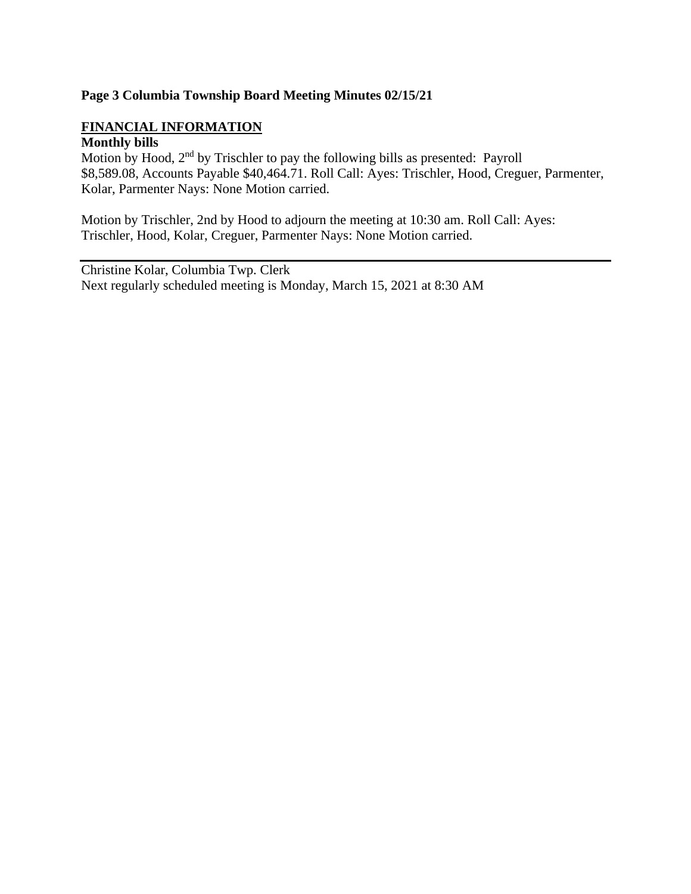**Page 3 Columbia Township Board Meeting Minutes 02/15/21**

## FINANCIAL INFORMATION

**Monthly bills**

Motion by Hood, 2nd by Trischler to pay the following bills as presented: Payroll $8,589.08, Accounts Payable $40,464.71. Roll Call: Ayes: Trischler, Hood, Creguer, Parmenter, Kolar, Parmenter Nays: None Motion carried.

Motion by Trischler, 2nd by Hood to adjourn the meeting at 10:30 am. Roll Call: Ayes: Trischler, Hood, Kolar, Creguer, Parmenter Nays: None Motion carried.

---

Christine Kolar, Columbia Twp. Clerk
Next regularly scheduled meeting is Monday, March 15, 2021 at 8:30 AM